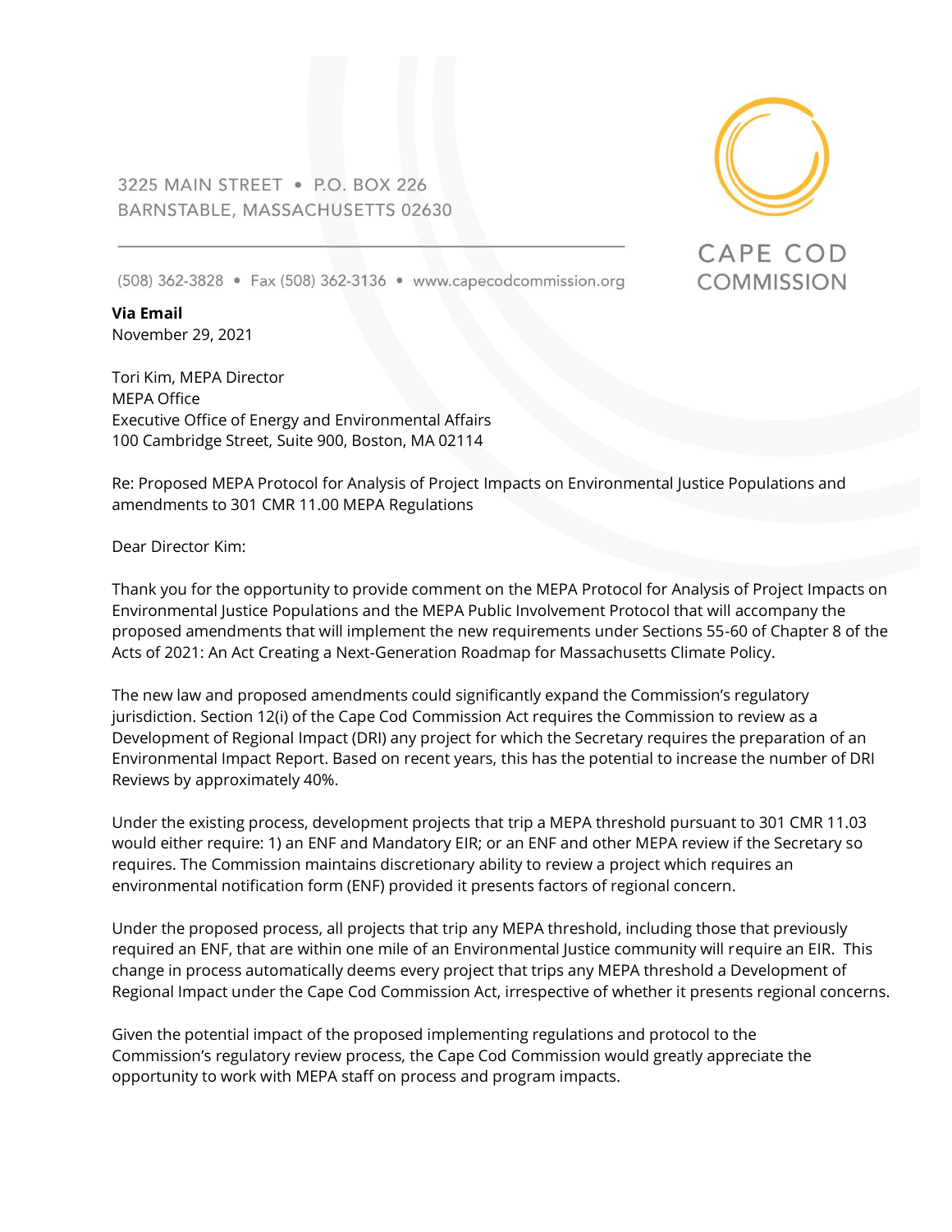3225 MAIN STREET • P.O. BOX 226
BARNSTABLE, MASSACHUSETTS 02630

(508) 362-3828 • Fax (508) 362-3136 • www.capecodcommission.org

CAPE COD COMMISSION

**Via Email**
November 29, 2021

Tori Kim, MEPA Director
MEPA Office
Executive Office of Energy and Environmental Affairs
100 Cambridge Street, Suite 900, Boston, MA 02114

Re: Proposed MEPA Protocol for Analysis of Project Impacts on Environmental Justice Populations and amendments to 301 CMR 11.00 MEPA Regulations

Dear Director Kim:

Thank you for the opportunity to provide comment on the MEPA Protocol for Analysis of Project Impacts on Environmental Justice Populations and the MEPA Public Involvement Protocol that will accompany the proposed amendments that will implement the new requirements under Sections 55-60 of Chapter 8 of the Acts of 2021: An Act Creating a Next-Generation Roadmap for Massachusetts Climate Policy.

The new law and proposed amendments could significantly expand the Commission's regulatory jurisdiction. Section 12(i) of the Cape Cod Commission Act requires the Commission to review as a Development of Regional Impact (DRI) any project for which the Secretary requires the preparation of an Environmental Impact Report. Based on recent years, this has the potential to increase the number of DRI Reviews by approximately 40%.

Under the existing process, development projects that trip a MEPA threshold pursuant to 301 CMR 11.03 would either require: 1) an ENF and Mandatory EIR; or an ENF and other MEPA review if the Secretary so requires. The Commission maintains discretionary ability to review a project which requires an environmental notification form (ENF) provided it presents factors of regional concern.

Under the proposed process, all projects that trip any MEPA threshold, including those that previously required an ENF, that are within one mile of an Environmental Justice community will require an EIR. This change in process automatically deems every project that trips any MEPA threshold a Development of Regional Impact under the Cape Cod Commission Act, irrespective of whether it presents regional concerns.

Given the potential impact of the proposed implementing regulations and protocol to the Commission's regulatory review process, the Cape Cod Commission would greatly appreciate the opportunity to work with MEPA staff on process and program impacts.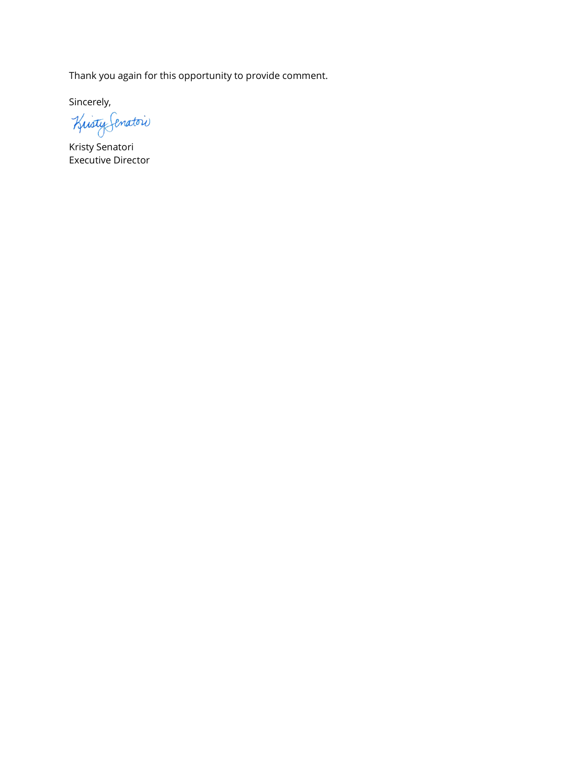Thank you again for this opportunity to provide comment.

Sincerely,

Kristy Senatori
Executive Director